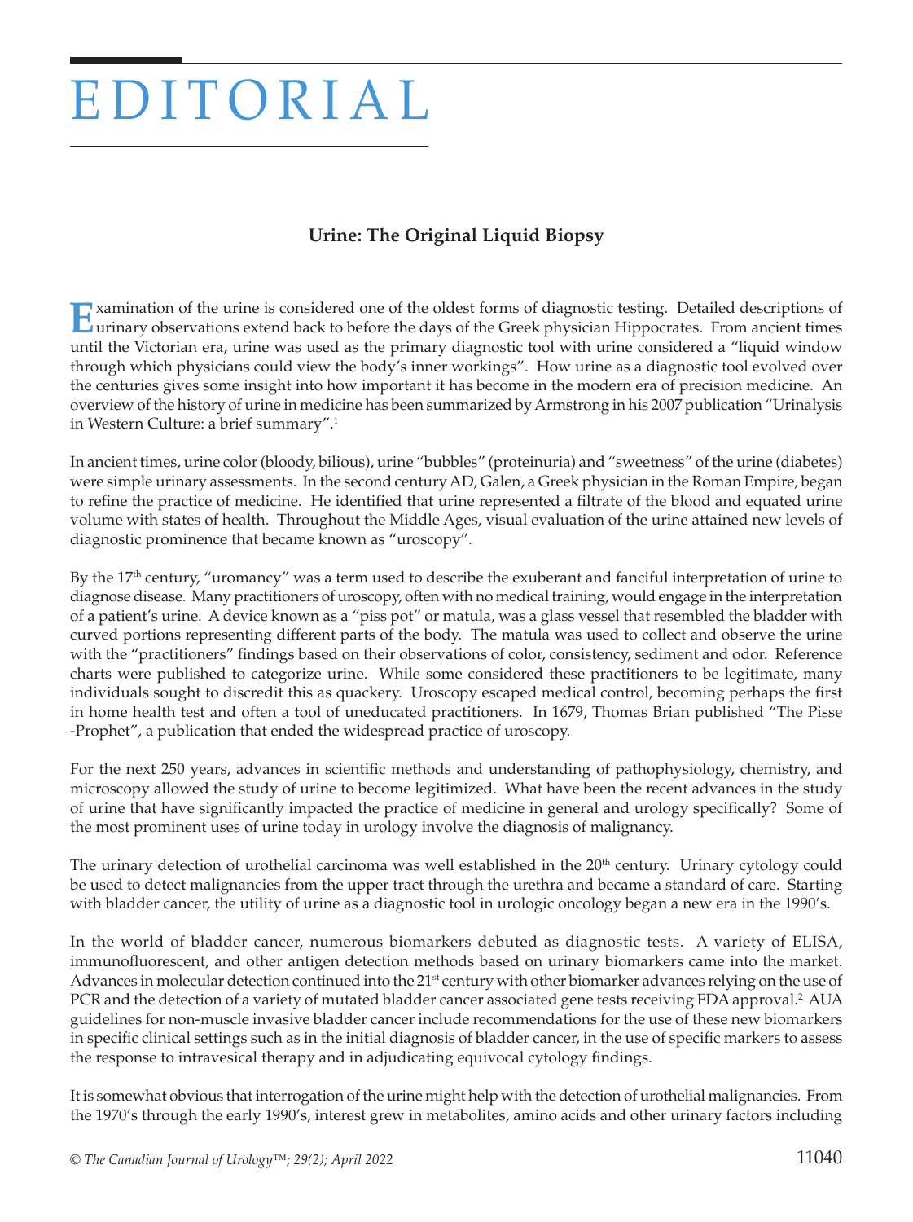# EDITORIAL

## Urine: The Original Liquid Biopsy

Examination of the urine is considered one of the oldest forms of diagnostic testing. Detailed descriptions of urinary observations extend back to before the days of the Greek physician Hippocrates. From ancient times until the Victorian era, urine was used as the primary diagnostic tool with urine considered a "liquid window through which physicians could view the body's inner workings". How urine as a diagnostic tool evolved over the centuries gives some insight into how important it has become in the modern era of precision medicine. An overview of the history of urine in medicine has been summarized by Armstrong in his 2007 publication "Urinalysis in Western Culture: a brief summary".[1]

In ancient times, urine color (bloody, bilious), urine "bubbles" (proteinuria) and "sweetness" of the urine (diabetes) were simple urinary assessments. In the second century AD, Galen, a Greek physician in the Roman Empire, began to refine the practice of medicine. He identified that urine represented a filtrate of the blood and equated urine volume with states of health. Throughout the Middle Ages, visual evaluation of the urine attained new levels of diagnostic prominence that became known as "uroscopy".

By the 17th century, "uromancy" was a term used to describe the exuberant and fanciful interpretation of urine to diagnose disease. Many practitioners of uroscopy, often with no medical training, would engage in the interpretation of a patient's urine. A device known as a "piss pot" or matula, was a glass vessel that resembled the bladder with curved portions representing different parts of the body. The matula was used to collect and observe the urine with the "practitioners" findings based on their observations of color, consistency, sediment and odor. Reference charts were published to categorize urine. While some considered these practitioners to be legitimate, many individuals sought to discredit this as quackery. Uroscopy escaped medical control, becoming perhaps the first in home health test and often a tool of uneducated practitioners. In 1679, Thomas Brian published "The Pisse -Prophet", a publication that ended the widespread practice of uroscopy.

For the next 250 years, advances in scientific methods and understanding of pathophysiology, chemistry, and microscopy allowed the study of urine to become legitimized. What have been the recent advances in the study of urine that have significantly impacted the practice of medicine in general and urology specifically? Some of the most prominent uses of urine today in urology involve the diagnosis of malignancy.

The urinary detection of urothelial carcinoma was well established in the 20th century. Urinary cytology could be used to detect malignancies from the upper tract through the urethra and became a standard of care. Starting with bladder cancer, the utility of urine as a diagnostic tool in urologic oncology began a new era in the 1990's.

In the world of bladder cancer, numerous biomarkers debuted as diagnostic tests. A variety of ELISA, immunofluorescent, and other antigen detection methods based on urinary biomarkers came into the market. Advances in molecular detection continued into the 21st century with other biomarker advances relying on the use of PCR and the detection of a variety of mutated bladder cancer associated gene tests receiving FDA approval.[2] AUA guidelines for non-muscle invasive bladder cancer include recommendations for the use of these new biomarkers in specific clinical settings such as in the initial diagnosis of bladder cancer, in the use of specific markers to assess the response to intravesical therapy and in adjudicating equivocal cytology findings.

It is somewhat obvious that interrogation of the urine might help with the detection of urothelial malignancies. From the 1970's through the early 1990's, interest grew in metabolites, amino acids and other urinary factors including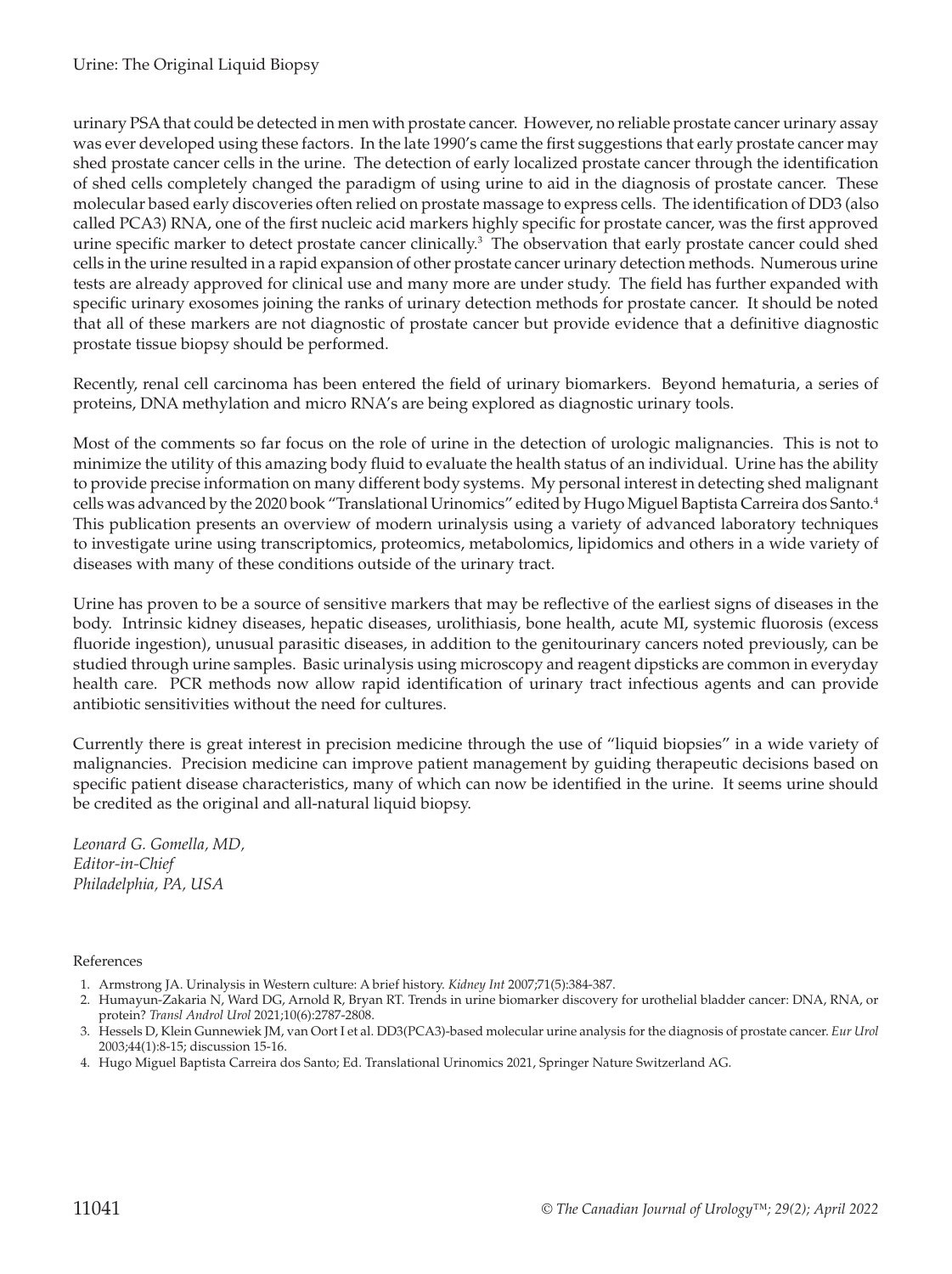urinary PSA that could be detected in men with prostate cancer. However, no reliable prostate cancer urinary assay was ever developed using these factors. In the late 1990's came the first suggestions that early prostate cancer may shed prostate cancer cells in the urine. The detection of early localized prostate cancer through the identification of shed cells completely changed the paradigm of using urine to aid in the diagnosis of prostate cancer. These molecular based early discoveries often relied on prostate massage to express cells. The identification of DD3 (also called PCA3) RNA, one of the first nucleic acid markers highly specific for prostate cancer, was the first approved urine specific marker to detect prostate cancer clinically.[3] The observation that early prostate cancer could shed cells in the urine resulted in a rapid expansion of other prostate cancer urinary detection methods. Numerous urine tests are already approved for clinical use and many more are under study. The field has further expanded with specific urinary exosomes joining the ranks of urinary detection methods for prostate cancer. It should be noted that all of these markers are not diagnostic of prostate cancer but provide evidence that a definitive diagnostic prostate tissue biopsy should be performed.

Recently, renal cell carcinoma has been entered the field of urinary biomarkers. Beyond hematuria, a series of proteins, DNA methylation and micro RNA's are being explored as diagnostic urinary tools.

Most of the comments so far focus on the role of urine in the detection of urologic malignancies. This is not to minimize the utility of this amazing body fluid to evaluate the health status of an individual. Urine has the ability to provide precise information on many different body systems. My personal interest in detecting shed malignant cells was advanced by the 2020 book "Translational Urinomics" edited by Hugo Miguel Baptista Carreira dos Santo.[4] This publication presents an overview of modern urinalysis using a variety of advanced laboratory techniques to investigate urine using transcriptomics, proteomics, metabolomics, lipidomics and others in a wide variety of diseases with many of these conditions outside of the urinary tract.

Urine has proven to be a source of sensitive markers that may be reflective of the earliest signs of diseases in the body. Intrinsic kidney diseases, hepatic diseases, urolithiasis, bone health, acute MI, systemic fluorosis (excess fluoride ingestion), unusual parasitic diseases, in addition to the genitourinary cancers noted previously, can be studied through urine samples. Basic urinalysis using microscopy and reagent dipsticks are common in everyday health care. PCR methods now allow rapid identification of urinary tract infectious agents and can provide antibiotic sensitivities without the need for cultures.

Currently there is great interest in precision medicine through the use of "liquid biopsies" in a wide variety of malignancies. Precision medicine can improve patient management by guiding therapeutic decisions based on specific patient disease characteristics, many of which can now be identified in the urine. It seems urine should be credited as the original and all-natural liquid biopsy.

*Leonard G. Gomella, MD,*
*Editor-in-Chief*
*Philadelphia, PA, USA*

References

1. Armstrong JA. Urinalysis in Western culture: A brief history. *Kidney Int* 2007;71(5):384-387.
2. Humayun-Zakaria N, Ward DG, Arnold R, Bryan RT. Trends in urine biomarker discovery for urothelial bladder cancer: DNA, RNA, or protein? *Transl Androl Urol* 2021;10(6):2787-2808.
3. Hessels D, Klein Gunnewiek JM, van Oort I et al. DD3(PCA3)-based molecular urine analysis for the diagnosis of prostate cancer. *Eur Urol* 2003;44(1):8-15; discussion 15-16.
4. Hugo Miguel Baptista Carreira dos Santo; Ed. Translational Urinomics 2021, Springer Nature Switzerland AG.